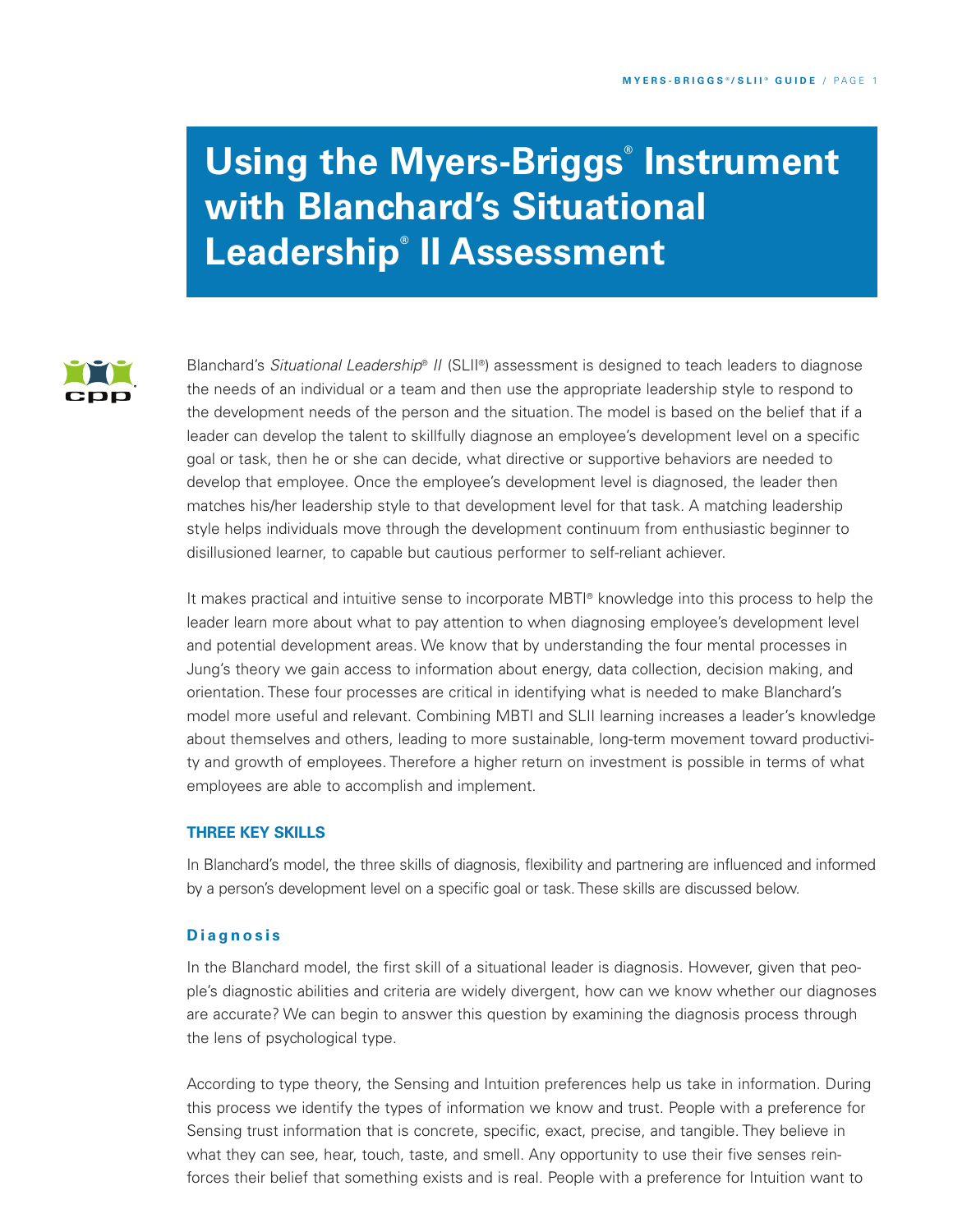# Using the Myers-Briggs® Instrument with Blanchard's Situational Leadership® II Assessment

Blanchard's *Situational Leadership® II* (SLII®) assessment is designed to teach leaders to diagnose the needs of an individual or a team and then use the appropriate leadership style to respond to the development needs of the person and the situation. The model is based on the belief that if a leader can develop the talent to skillfully diagnose an employee's development level on a specific goal or task, then he or she can decide, what directive or supportive behaviors are needed to develop that employee. Once the employee's development level is diagnosed, the leader then matches his/her leadership style to that development level for that task. A matching leadership style helps individuals move through the development continuum from enthusiastic beginner to disillusioned learner, to capable but cautious performer to self-reliant achiever.

It makes practical and intuitive sense to incorporate MBTI® knowledge into this process to help the leader learn more about what to pay attention to when diagnosing employee's development level and potential development areas. We know that by understanding the four mental processes in Jung's theory we gain access to information about energy, data collection, decision making, and orientation. These four processes are critical in identifying what is needed to make Blanchard's model more useful and relevant. Combining MBTI and SLII learning increases a leader's knowledge about themselves and others, leading to more sustainable, long-term movement toward productivity and growth of employees. Therefore a higher return on investment is possible in terms of what employees are able to accomplish and implement.

## THREE KEY SKILLS

In Blanchard's model, the three skills of diagnosis, flexibility and partnering are influenced and informed by a person's development level on a specific goal or task. These skills are discussed below.

### Diagnosis

In the Blanchard model, the first skill of a situational leader is diagnosis. However, given that people's diagnostic abilities and criteria are widely divergent, how can we know whether our diagnoses are accurate? We can begin to answer this question by examining the diagnosis process through the lens of psychological type.

According to type theory, the Sensing and Intuition preferences help us take in information. During this process we identify the types of information we know and trust. People with a preference for Sensing trust information that is concrete, specific, exact, precise, and tangible. They believe in what they can see, hear, touch, taste, and smell. Any opportunity to use their five senses reinforces their belief that something exists and is real. People with a preference for Intuition want to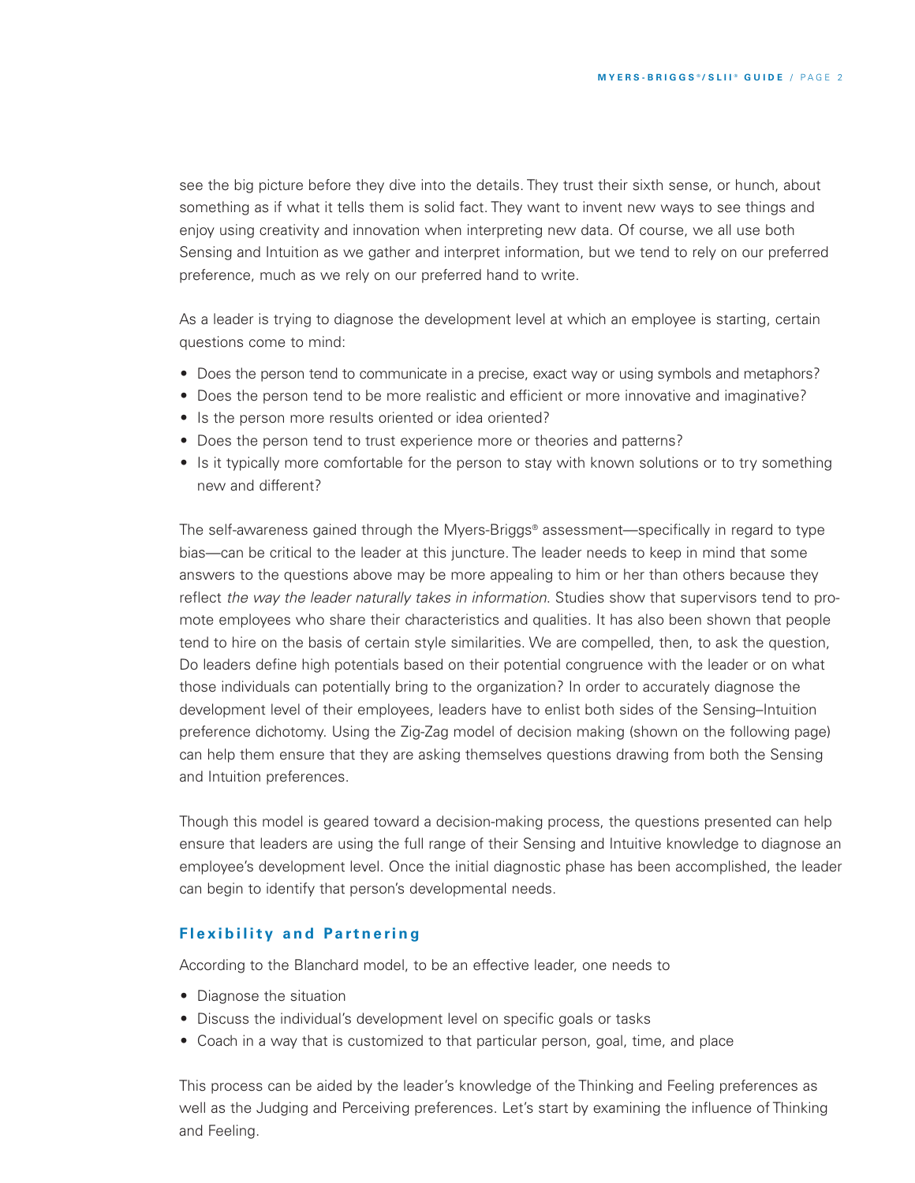see the big picture before they dive into the details. They trust their sixth sense, or hunch, about something as if what it tells them is solid fact. They want to invent new ways to see things and enjoy using creativity and innovation when interpreting new data. Of course, we all use both Sensing and Intuition as we gather and interpret information, but we tend to rely on our preferred preference, much as we rely on our preferred hand to write.

As a leader is trying to diagnose the development level at which an employee is starting, certain questions come to mind:

- Does the person tend to communicate in a precise, exact way or using symbols and metaphors?
- Does the person tend to be more realistic and efficient or more innovative and imaginative?
- Is the person more results oriented or idea oriented?
- Does the person tend to trust experience more or theories and patterns?
- Is it typically more comfortable for the person to stay with known solutions or to try something new and different?

The self-awareness gained through the Myers-Briggs® assessment—specifically in regard to type bias—can be critical to the leader at this juncture. The leader needs to keep in mind that some answers to the questions above may be more appealing to him or her than others because they reflect *the way the leader naturally takes in information.* Studies show that supervisors tend to promote employees who share their characteristics and qualities. It has also been shown that people tend to hire on the basis of certain style similarities. We are compelled, then, to ask the question, Do leaders define high potentials based on their potential congruence with the leader or on what those individuals can potentially bring to the organization? In order to accurately diagnose the development level of their employees, leaders have to enlist both sides of the Sensing–Intuition preference dichotomy. Using the Zig-Zag model of decision making (shown on the following page) can help them ensure that they are asking themselves questions drawing from both the Sensing and Intuition preferences.

Though this model is geared toward a decision-making process, the questions presented can help ensure that leaders are using the full range of their Sensing and Intuitive knowledge to diagnose an employee's development level. Once the initial diagnostic phase has been accomplished, the leader can begin to identify that person's developmental needs.

## Flexibility and Partnering

According to the Blanchard model, to be an effective leader, one needs to

- Diagnose the situation
- Discuss the individual's development level on specific goals or tasks
- Coach in a way that is customized to that particular person, goal, time, and place

This process can be aided by the leader's knowledge of the Thinking and Feeling preferences as well as the Judging and Perceiving preferences. Let's start by examining the influence of Thinking and Feeling.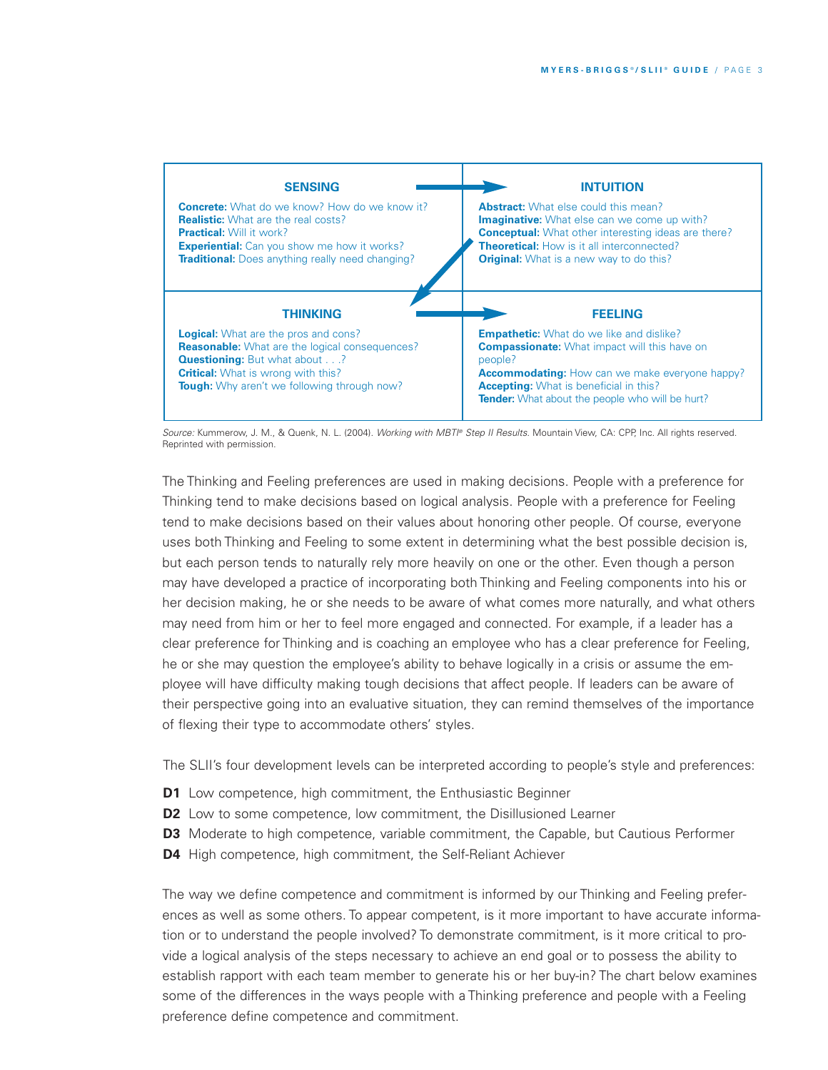| SENSING | INTUITION |
| --- | --- |
| **Concrete:** What do we know? How do we know it?<br>**Realistic:** What are the real costs?<br>**Practical:** Will it work?<br>**Experiential:** Can you show me how it works?<br>**Traditional:** Does anything really need changing? | **Abstract:** What else could this mean?<br>**Imaginative:** What else can we come up with?<br>**Conceptual:** What other interesting ideas are there?<br>**Theoretical:** How is it all interconnected?<br>**Original:** What is a new way to do this? |
| **THINKING** | **FEELING** |
| **Logical:** What are the pros and cons?<br>**Reasonable:** What are the logical consequences?<br>**Questioning:** But what about . . .?<br>**Critical:** What is wrong with this?<br>**Tough:** Why aren't we following through now? | **Empathetic:** What do we like and dislike?<br>**Compassionate:** What impact will this have on people?<br>**Accommodating:** How can we make everyone happy?<br>**Accepting:** What is beneficial in this?<br>**Tender:** What about the people who will be hurt? |

*Source:* Kummerow, J. M., & Quenk, N. L. (2004). *Working with MBTI® Step II Results.* Mountain View, CA: CPP, Inc. All rights reserved. Reprinted with permission.

The Thinking and Feeling preferences are used in making decisions. People with a preference for Thinking tend to make decisions based on logical analysis. People with a preference for Feeling tend to make decisions based on their values about honoring other people. Of course, everyone uses both Thinking and Feeling to some extent in determining what the best possible decision is, but each person tends to naturally rely more heavily on one or the other. Even though a person may have developed a practice of incorporating both Thinking and Feeling components into his or her decision making, he or she needs to be aware of what comes more naturally, and what others may need from him or her to feel more engaged and connected. For example, if a leader has a clear preference for Thinking and is coaching an employee who has a clear preference for Feeling, he or she may question the employee's ability to behave logically in a crisis or assume the employee will have difficulty making tough decisions that affect people. If leaders can be aware of their perspective going into an evaluative situation, they can remind themselves of the importance of flexing their type to accommodate others' styles.

The SLII's four development levels can be interpreted according to people's style and preferences:

**D1** Low competence, high commitment, the Enthusiastic Beginner

**D2** Low to some competence, low commitment, the Disillusioned Learner

**D3** Moderate to high competence, variable commitment, the Capable, but Cautious Performer

**D4** High competence, high commitment, the Self-Reliant Achiever

The way we define competence and commitment is informed by our Thinking and Feeling preferences as well as some others. To appear competent, is it more important to have accurate information or to understand the people involved? To demonstrate commitment, is it more critical to provide a logical analysis of the steps necessary to achieve an end goal or to possess the ability to establish rapport with each team member to generate his or her buy-in? The chart below examines some of the differences in the ways people with a Thinking preference and people with a Feeling preference define competence and commitment.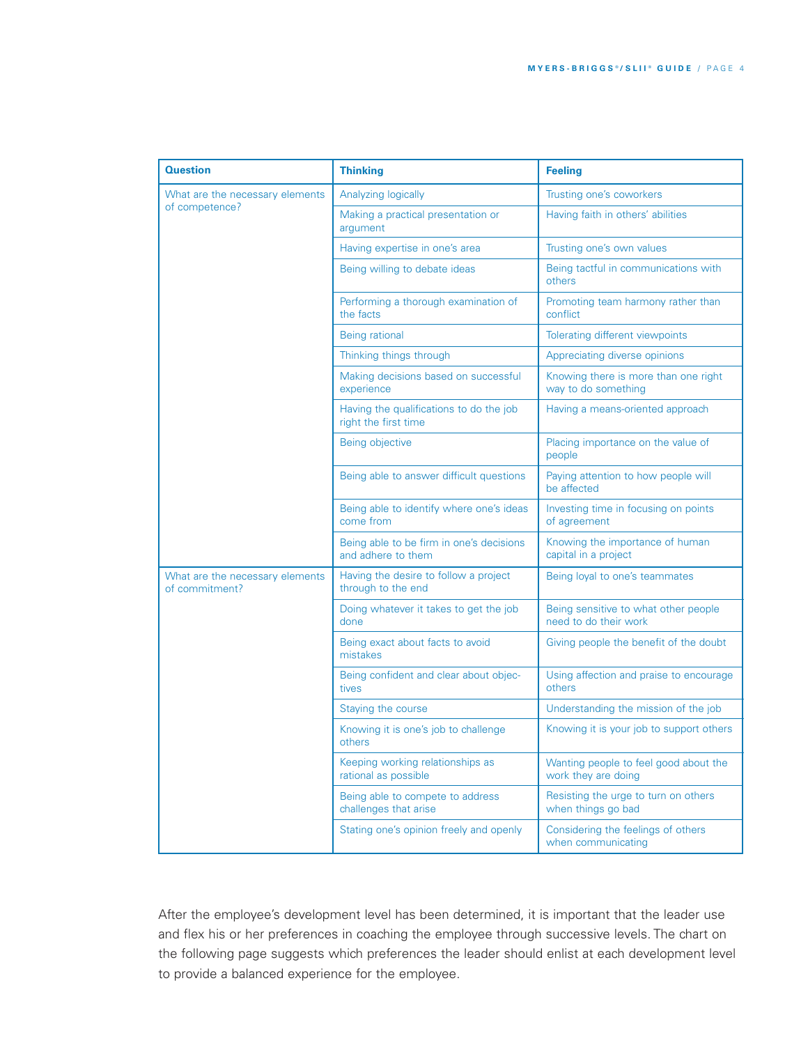| Question | Thinking | Feeling |
|---|---|---|
| What are the necessary elements of competence? | Analyzing logically | Trusting one's coworkers |
| | Making a practical presentation or argument | Having faith in others' abilities |
| | Having expertise in one's area | Trusting one's own values |
| | Being willing to debate ideas | Being tactful in communications with others |
| | Performing a thorough examination of the facts | Promoting team harmony rather than conflict |
| | Being rational | Tolerating different viewpoints |
| | Thinking things through | Appreciating diverse opinions |
| | Making decisions based on successful experience | Knowing there is more than one right way to do something |
| | Having the qualifications to do the job right the first time | Having a means-oriented approach |
| | Being objective | Placing importance on the value of people |
| | Being able to answer difficult questions | Paying attention to how people will be affected |
| | Being able to identify where one's ideas come from | Investing time in focusing on points of agreement |
| | Being able to be firm in one's decisions and adhere to them | Knowing the importance of human capital in a project |
| What are the necessary elements of commitment? | Having the desire to follow a project through to the end | Being loyal to one's teammates |
| | Doing whatever it takes to get the job done | Being sensitive to what other people need to do their work |
| | Being exact about facts to avoid mistakes | Giving people the benefit of the doubt |
| | Being confident and clear about objectives | Using affection and praise to encourage others |
| | Staying the course | Understanding the mission of the job |
| | Knowing it is one's job to challenge others | Knowing it is your job to support others |
| | Keeping working relationships as rational as possible | Wanting people to feel good about the work they are doing |
| | Being able to compete to address challenges that arise | Resisting the urge to turn on others when things go bad |
| | Stating one's opinion freely and openly | Considering the feelings of others when communicating |

After the employee's development level has been determined, it is important that the leader use and flex his or her preferences in coaching the employee through successive levels. The chart on the following page suggests which preferences the leader should enlist at each development level to provide a balanced experience for the employee.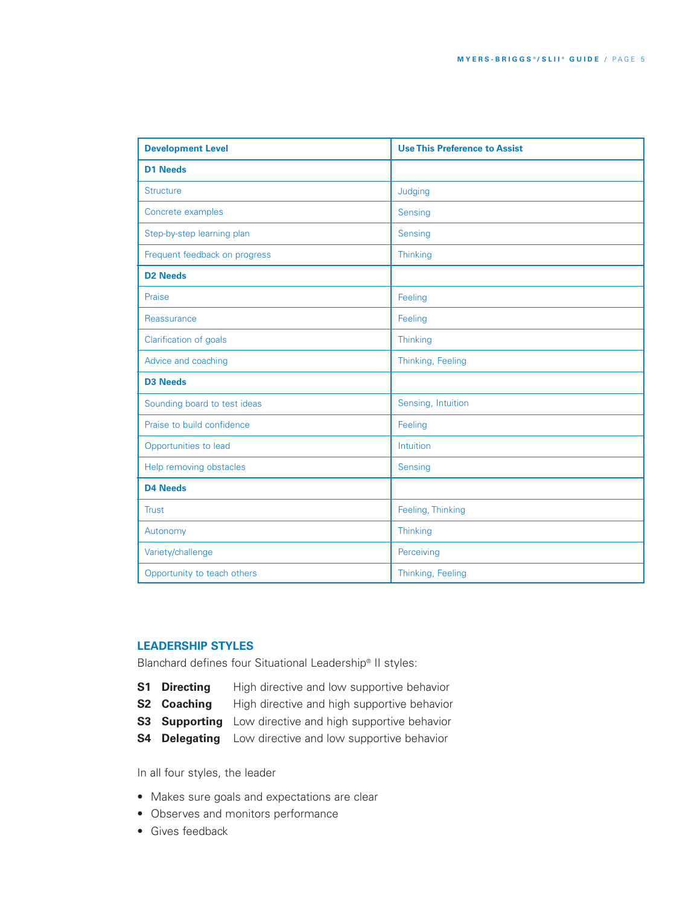| Development Level | Use This Preference to Assist |
|---|---|
| **D1 Needs** | |
| Structure | Judging |
| Concrete examples | Sensing |
| Step-by-step learning plan | Sensing |
| Frequent feedback on progress | Thinking |
| **D2 Needs** | |
| Praise | Feeling |
| Reassurance | Feeling |
| Clarification of goals | Thinking |
| Advice and coaching | Thinking, Feeling |
| **D3 Needs** | |
| Sounding board to test ideas | Sensing, Intuition |
| Praise to build confidence | Feeling |
| Opportunities to lead | Intuition |
| Help removing obstacles | Sensing |
| **D4 Needs** | |
| Trust | Feeling, Thinking |
| Autonomy | Thinking |
| Variety/challenge | Perceiving |
| Opportunity to teach others | Thinking, Feeling |

## LEADERSHIP STYLES

Blanchard defines four Situational Leadership® II styles:

- **S1 Directing** High directive and low supportive behavior
- **S2 Coaching** High directive and high supportive behavior
- **S3 Supporting** Low directive and high supportive behavior
- **S4 Delegating** Low directive and low supportive behavior

In all four styles, the leader

- Makes sure goals and expectations are clear
- Observes and monitors performance
- Gives feedback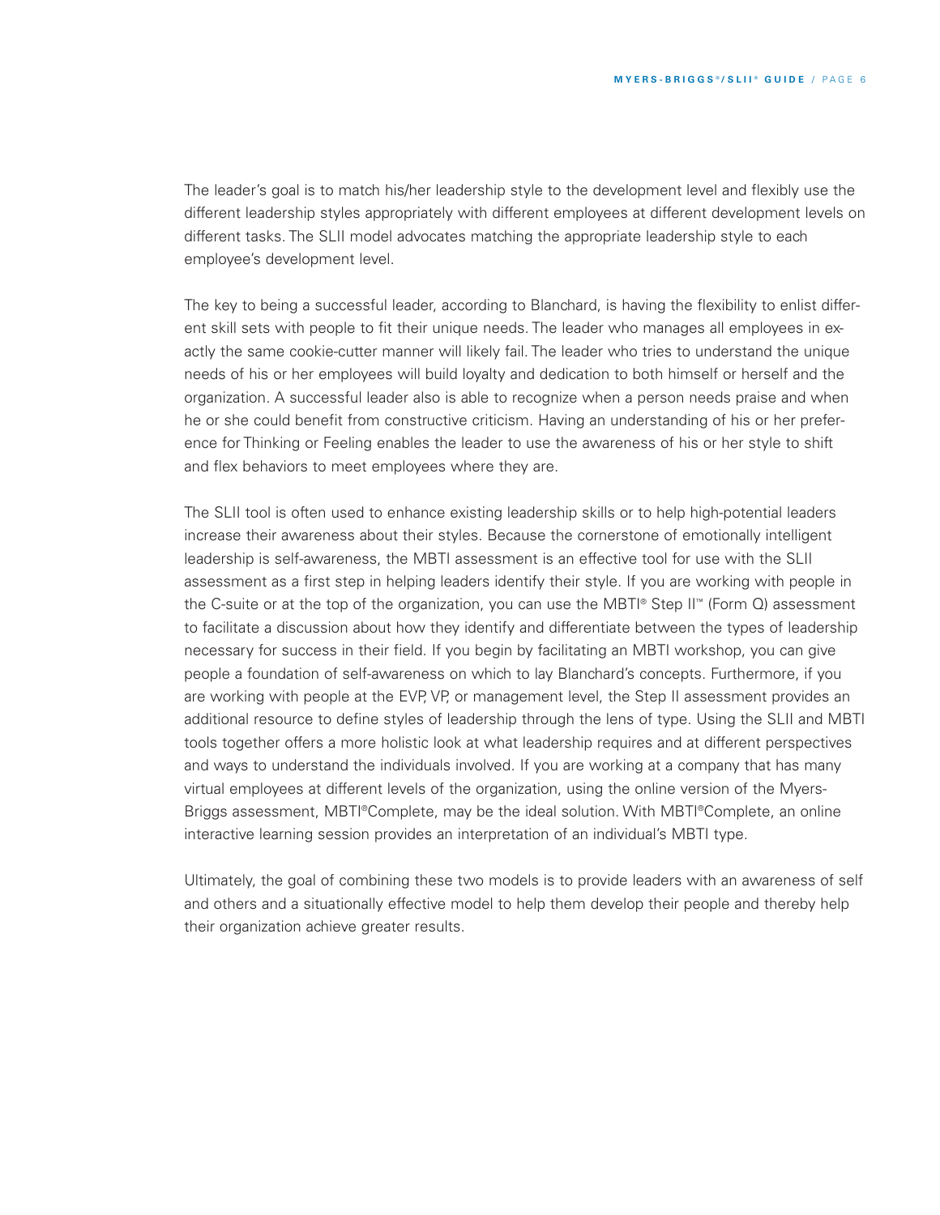The leader's goal is to match his/her leadership style to the development level and flexibly use the different leadership styles appropriately with different employees at different development levels on different tasks. The SLII model advocates matching the appropriate leadership style to each employee's development level.

The key to being a successful leader, according to Blanchard, is having the flexibility to enlist different skill sets with people to fit their unique needs. The leader who manages all employees in exactly the same cookie-cutter manner will likely fail. The leader who tries to understand the unique needs of his or her employees will build loyalty and dedication to both himself or herself and the organization. A successful leader also is able to recognize when a person needs praise and when he or she could benefit from constructive criticism. Having an understanding of his or her preference for Thinking or Feeling enables the leader to use the awareness of his or her style to shift and flex behaviors to meet employees where they are.

The SLII tool is often used to enhance existing leadership skills or to help high-potential leaders increase their awareness about their styles. Because the cornerstone of emotionally intelligent leadership is self-awareness, the MBTI assessment is an effective tool for use with the SLII assessment as a first step in helping leaders identify their style. If you are working with people in the C-suite or at the top of the organization, you can use the MBTI® Step II™ (Form Q) assessment to facilitate a discussion about how they identify and differentiate between the types of leadership necessary for success in their field. If you begin by facilitating an MBTI workshop, you can give people a foundation of self-awareness on which to lay Blanchard's concepts. Furthermore, if you are working with people at the EVP, VP, or management level, the Step II assessment provides an additional resource to define styles of leadership through the lens of type. Using the SLII and MBTI tools together offers a more holistic look at what leadership requires and at different perspectives and ways to understand the individuals involved. If you are working at a company that has many virtual employees at different levels of the organization, using the online version of the Myers-Briggs assessment, MBTI®Complete, may be the ideal solution. With MBTI®Complete, an online interactive learning session provides an interpretation of an individual's MBTI type.

Ultimately, the goal of combining these two models is to provide leaders with an awareness of self and others and a situationally effective model to help them develop their people and thereby help their organization achieve greater results.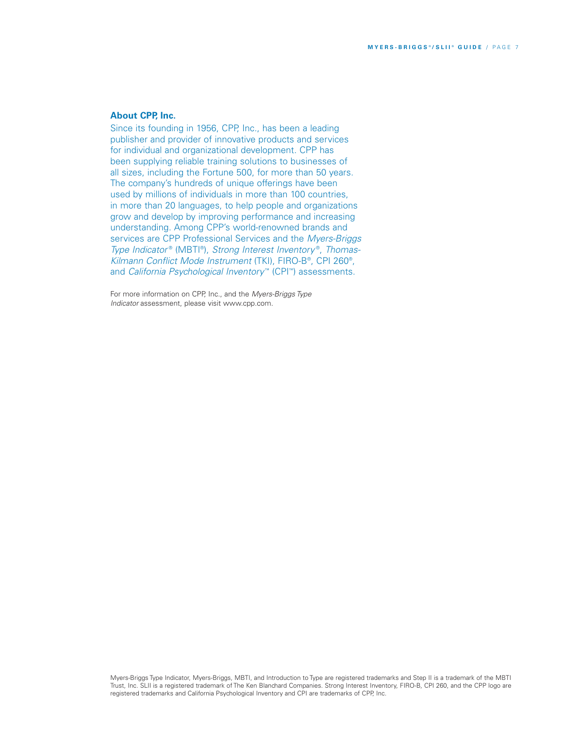## About CPP, Inc.

Since its founding in 1956, CPP, Inc., has been a leading publisher and provider of innovative products and services for individual and organizational development. CPP has been supplying reliable training solutions to businesses of all sizes, including the Fortune 500, for more than 50 years. The company's hundreds of unique offerings have been used by millions of individuals in more than 100 countries, in more than 20 languages, to help people and organizations grow and develop by improving performance and increasing understanding. Among CPP's world-renowned brands and services are CPP Professional Services and the *Myers-Briggs Type Indicator®* (MBTI®), *Strong Interest Inventory®*, *Thomas-Kilmann Conflict Mode Instrument* (TKI), FIRO-B®, CPI 260®, and *California Psychological Inventory™* (CPI™) assessments.

For more information on CPP, Inc., and the *Myers-Briggs Type Indicator* assessment, please visit www.cpp.com.

Myers-Briggs Type Indicator, Myers-Briggs, MBTI, and Introduction to Type are registered trademarks and Step II is a trademark of the MBTI Trust, Inc. SLII is a registered trademark of The Ken Blanchard Companies. Strong Interest Inventory, FIRO-B, CPI 260, and the CPP logo are registered trademarks and California Psychological Inventory and CPI are trademarks of CPP, Inc.